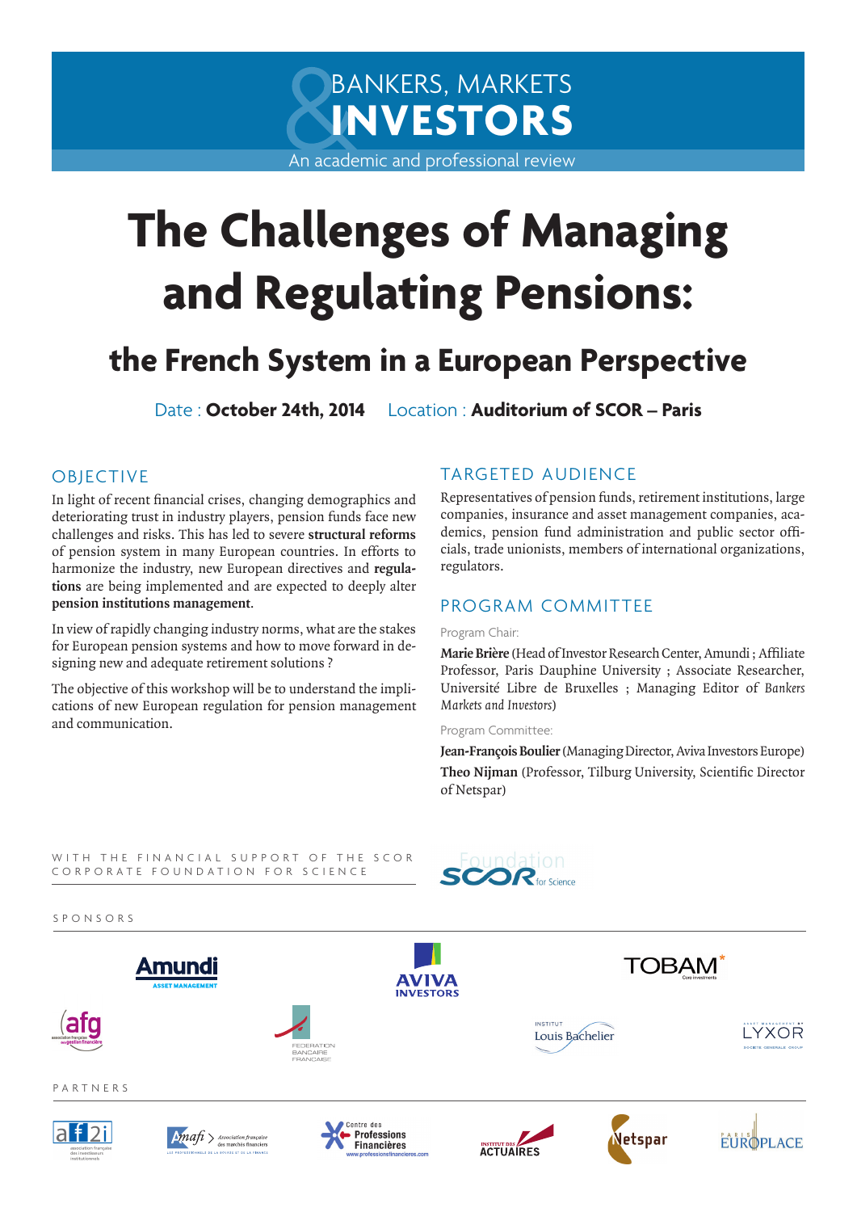BANKERS, MARKETS & INVESTORS

An academic and professional review

# The Challenges of Managing and Regulating Pensions:

## the French System in a European Perspective

Date : **October 24th, 2014** Location : **Auditorium of SCOR – Paris**

### OBJECTIVE

In light of recent financial crises, changing demographics and deteriorating trust in industry players, pension funds face new challenges and risks. This has led to severe **structural reforms** of pension system in many European countries. In efforts to harmonize the industry, new European directives and **regulations** are being implemented and are expected to deeply alter **pension institutions management**.

In view of rapidly changing industry norms, what are the stakes for European pension systems and how to move forward in designing new and adequate retirement solutions ?

The objective of this workshop will be to understand the implications of new European regulation for pension management and communication.

### TARGETED AUDIENCE

Representatives of pension funds, retirement institutions, large companies, insurance and asset management companies, academics, pension fund administration and public sector officials, trade unionists, members of international organizations, regulators.

### PROGRAM COMMITTEE

Program Chair:

**Marie Brière** (Head of Investor Research Center, Amundi ; Affiliate Professor, Paris Dauphine University ; Associate Researcher, Université Libre de Bruxelles ; Managing Editor of *Bankers Markets and Investors*)

Program Committee:

**Jean-François Boulier** (Managing Director, Aviva Investors Europe)

**Theo Nijman** (Professor, Tilburg University, Scientific Director of Netspar)

WITH THE FINANCIAL SUPPORT OF THE SCOR CORPORATE FOUNDATION FOR SCIENCE

SCOR Foundation for Science

SPONSORS

Amundi Asset Management · Aviva Investors · TOBAM · afg · Fédération Bancaire Française · Institut Louis Bachelier · Lyxor

PARTNERS

af2i · Amafi · Centre des Professions Financières · Institut des Actuaires · Netspar · Paris Europlace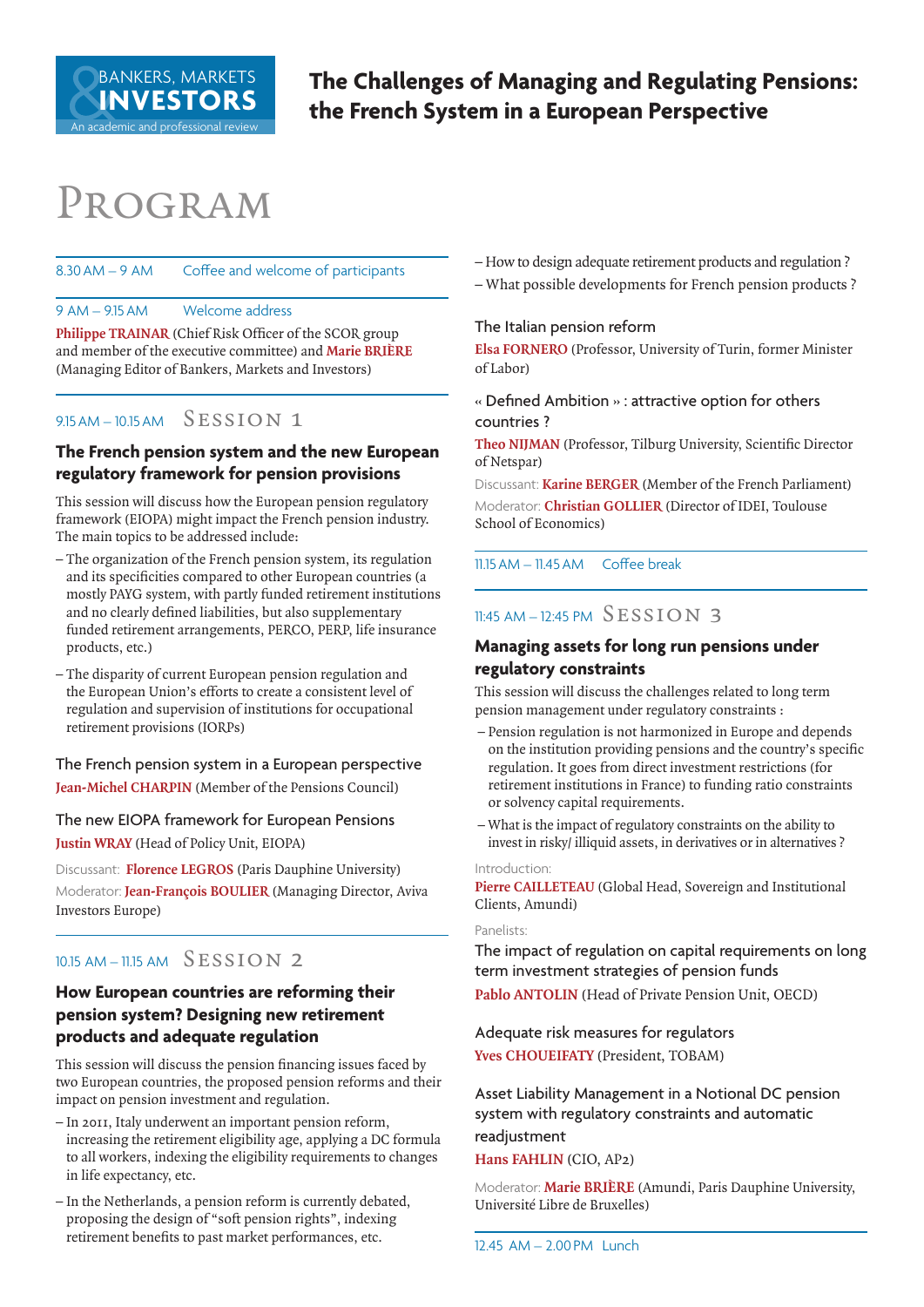**BANKERS, MARKETS & INVESTORS**
An academic and professional review

# The Challenges of Managing and Regulating Pensions: the French System in a European Perspective

# Program

8.30 AM – 9 AM Coffee and welcome of participants

9 AM – 9.15 AM Welcome address

**Philippe TRAINAR** (Chief Risk Officer of the SCOR group and member of the executive committee) and **Marie BRIÈRE** (Managing Editor of Bankers, Markets and Investors)

## 9.15 AM – 10.15 AM Session 1

### The French pension system and the new European regulatory framework for pension provisions

This session will discuss how the European pension regulatory framework (EIOPA) might impact the French pension industry. The main topics to be addressed include:

- The organization of the French pension system, its regulation and its specificities compared to other European countries (a mostly PAYG system, with partly funded retirement institutions and no clearly defined liabilities, but also supplementary funded retirement arrangements, PERCO, PERP, life insurance products, etc.)
- The disparity of current European pension regulation and the European Union's efforts to create a consistent level of regulation and supervision of institutions for occupational retirement provisions (IORPs)

The French pension system in a European perspective
**Jean-Michel CHARPIN** (Member of the Pensions Council)

The new EIOPA framework for European Pensions
**Justin WRAY** (Head of Policy Unit, EIOPA)

Discussant: **Florence LEGROS** (Paris Dauphine University)
Moderator: **Jean-François BOULIER** (Managing Director, Aviva Investors Europe)

## 10.15 AM – 11.15 AM Session 2

### How European countries are reforming their pension system? Designing new retirement products and adequate regulation

This session will discuss the pension financing issues faced by two European countries, the proposed pension reforms and their impact on pension investment and regulation.

- In 2011, Italy underwent an important pension reform, increasing the retirement eligibility age, applying a DC formula to all workers, indexing the eligibility requirements to changes in life expectancy, etc.
- In the Netherlands, a pension reform is currently debated, proposing the design of "soft pension rights", indexing retirement benefits to past market performances, etc.
- How to design adequate retirement products and regulation ?
- What possible developments for French pension products ?

The Italian pension reform
**Elsa FORNERO** (Professor, University of Turin, former Minister of Labor)

« Defined Ambition » : attractive option for others countries ?
**Theo NIJMAN** (Professor, Tilburg University, Scientific Director of Netspar)

Discussant: **Karine BERGER** (Member of the French Parliament)
Moderator: **Christian GOLLIER** (Director of IDEI, Toulouse School of Economics)

11.15 AM – 11.45 AM Coffee break

## 11:45 AM – 12:45 PM Session 3

### Managing assets for long run pensions under regulatory constraints

This session will discuss the challenges related to long term pension management under regulatory constraints :

- Pension regulation is not harmonized in Europe and depends on the institution providing pensions and the country's specific regulation. It goes from direct investment restrictions (for retirement institutions in France) to funding ratio constraints or solvency capital requirements.
- What is the impact of regulatory constraints on the ability to invest in risky/ illiquid assets, in derivatives or in alternatives ?

Introduction:
**Pierre CAILLETEAU** (Global Head, Sovereign and Institutional Clients, Amundi)

Panelists:

The impact of regulation on capital requirements on long term investment strategies of pension funds
**Pablo ANTOLIN** (Head of Private Pension Unit, OECD)

Adequate risk measures for regulators
**Yves CHOUEIFATY** (President, TOBAM)

Asset Liability Management in a Notional DC pension system with regulatory constraints and automatic readjustment
**Hans FAHLIN** (CIO, AP2)

Moderator: **Marie BRIÈRE** (Amundi, Paris Dauphine University, Université Libre de Bruxelles)

12.45 AM – 2.00 PM Lunch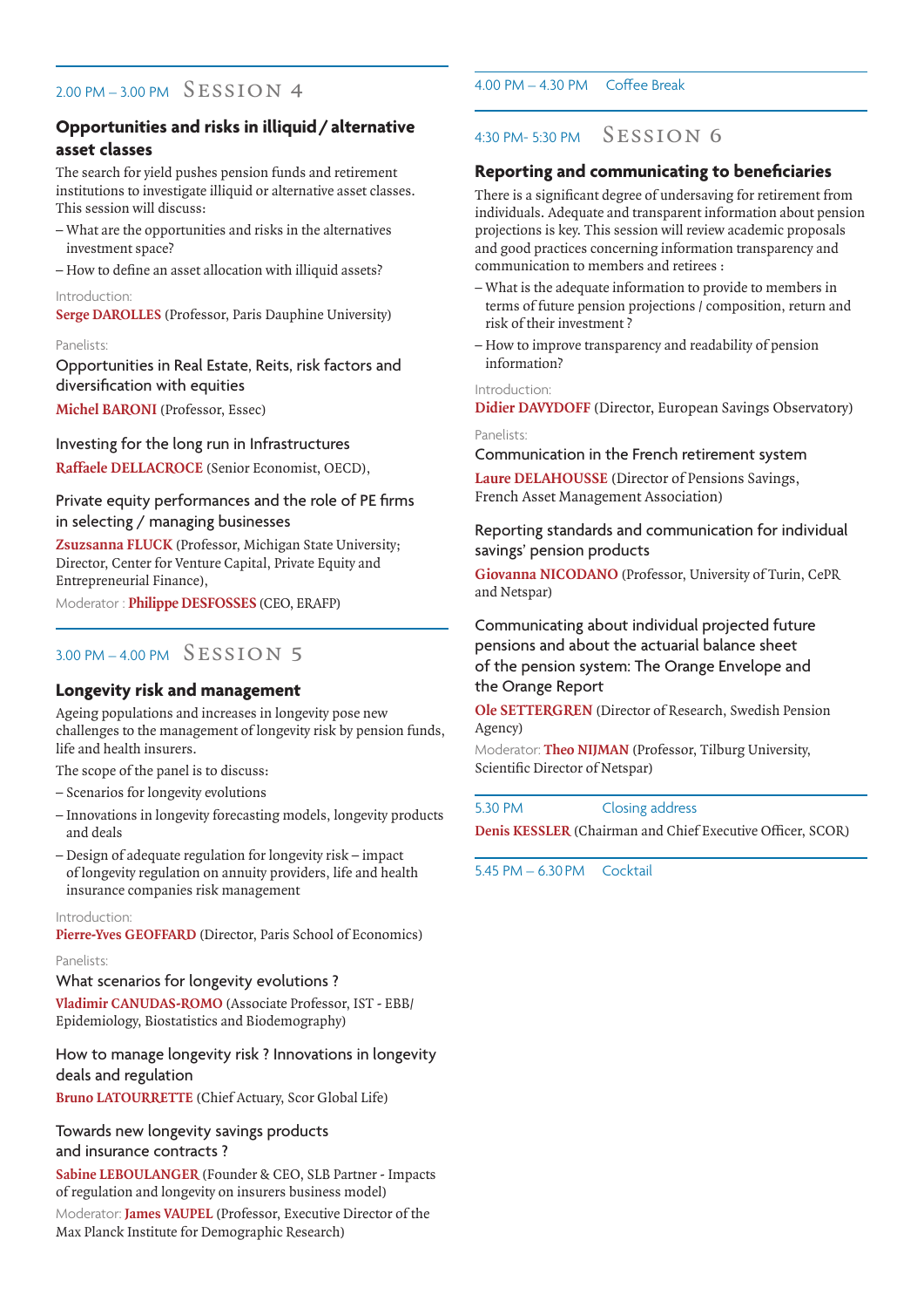## 2.00 PM – 3.00 PM Session 4

### Opportunities and risks in illiquid / alternative asset classes

The search for yield pushes pension funds and retirement institutions to investigate illiquid or alternative asset classes. This session will discuss:

- What are the opportunities and risks in the alternatives investment space?
- How to define an asset allocation with illiquid assets?

Introduction:

**Serge DAROLLES** (Professor, Paris Dauphine University)

Panelists:

Opportunities in Real Estate, Reits, risk factors and diversification with equities

**Michel BARONI** (Professor, Essec)

Investing for the long run in Infrastructures

**Raffaele DELLACROCE** (Senior Economist, OECD),

Private equity performances and the role of PE firms in selecting / managing businesses

**Zsuzsanna FLUCK** (Professor, Michigan State University; Director, Center for Venture Capital, Private Equity and Entrepreneurial Finance),

Moderator : **Philippe DESFOSSES** (CEO, ERAFP)

## 3.00 PM – 4.00 PM Session 5

### Longevity risk and management

Ageing populations and increases in longevity pose new challenges to the management of longevity risk by pension funds, life and health insurers.

The scope of the panel is to discuss:

- Scenarios for longevity evolutions
- Innovations in longevity forecasting models, longevity products and deals
- Design of adequate regulation for longevity risk – impact of longevity regulation on annuity providers, life and health insurance companies risk management

Introduction:

**Pierre-Yves GEOFFARD** (Director, Paris School of Economics)

Panelists:

What scenarios for longevity evolutions ?

**Vladimir CANUDAS-ROMO** (Associate Professor, IST - EBB/ Epidemiology, Biostatistics and Biodemography)

How to manage longevity risk ? Innovations in longevity deals and regulation

**Bruno LATOURRETTE** (Chief Actuary, Scor Global Life)

Towards new longevity savings products and insurance contracts ?

**Sabine LEBOULANGER** (Founder & CEO, SLB Partner - Impacts of regulation and longevity on insurers business model)

Moderator: **James VAUPEL** (Professor, Executive Director of the Max Planck Institute for Demographic Research)

## 4.00 PM – 4.30 PM Coffee Break

## 4:30 PM- 5:30 PM Session 6

### Reporting and communicating to beneficiaries

There is a significant degree of undersaving for retirement from individuals. Adequate and transparent information about pension projections is key. This session will review academic proposals and good practices concerning information transparency and communication to members and retirees :

- What is the adequate information to provide to members in terms of future pension projections / composition, return and risk of their investment ?
- How to improve transparency and readability of pension information?

Introduction:

**Didier DAVYDOFF** (Director, European Savings Observatory)

Panelists:

Communication in the French retirement system

**Laure DELAHOUSSE** (Director of Pensions Savings, French Asset Management Association)

Reporting standards and communication for individual savings' pension products

**Giovanna NICODANO** (Professor, University of Turin, CePR and Netspar)

Communicating about individual projected future pensions and about the actuarial balance sheet of the pension system: The Orange Envelope and the Orange Report

**Ole SETTERGREN** (Director of Research, Swedish Pension Agency)

Moderator: **Theo NIJMAN** (Professor, Tilburg University, Scientific Director of Netspar)

## 5.30 PM Closing address

**Denis KESSLER** (Chairman and Chief Executive Officer, SCOR)

## 5.45 PM – 6.30 PM Cocktail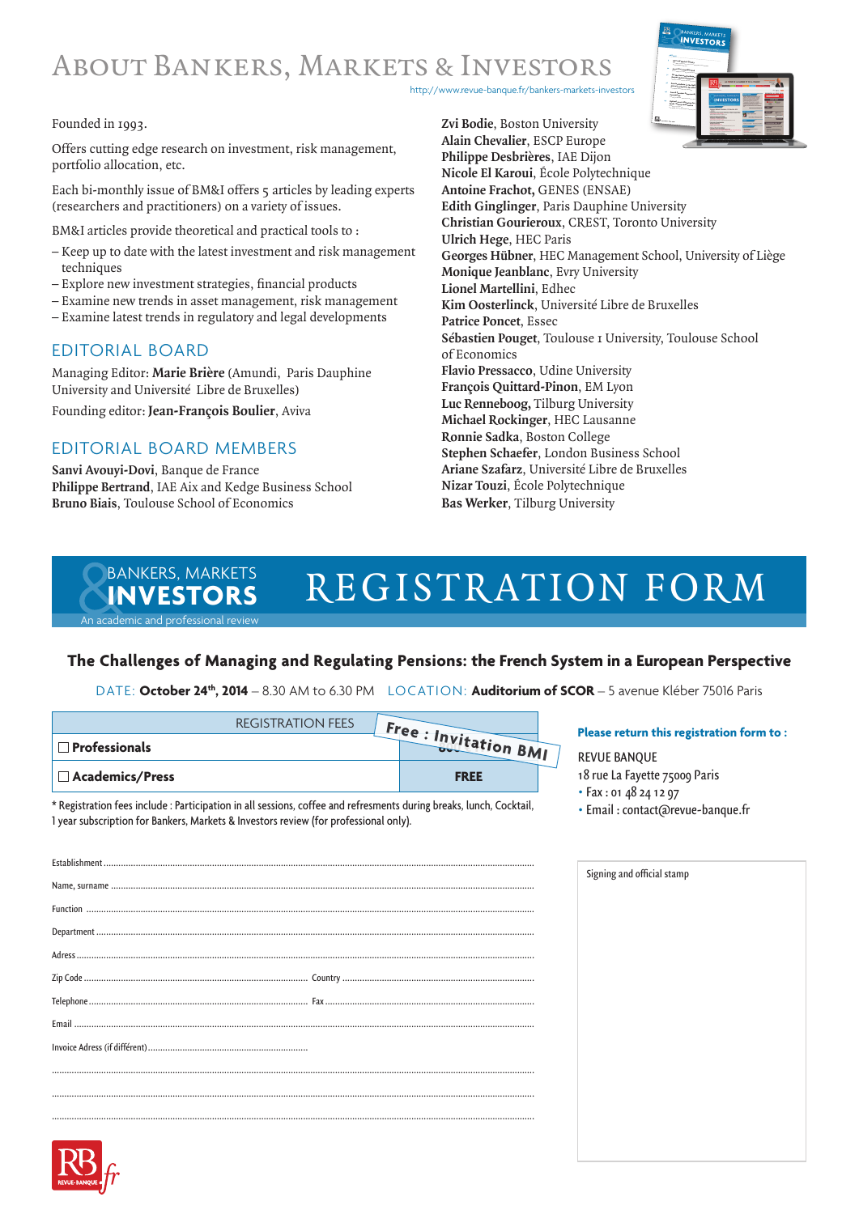# ABOUT BANKERS, MARKETS & INVESTORS

http://www.revue-banque.fr/bankers-markets-investors

Founded in 1993.

Offers cutting edge research on investment, risk management, portfolio allocation, etc.

Each bi-monthly issue of BM&I offers 5 articles by leading experts (researchers and practitioners) on a variety of issues.

BM&I articles provide theoretical and practical tools to :

- Keep up to date with the latest investment and risk management techniques
- Explore new investment strategies, financial products
- Examine new trends in asset management, risk management
- Examine latest trends in regulatory and legal developments

## EDITORIAL BOARD

Managing Editor: **Marie Brière** (Amundi, Paris Dauphine University and Université Libre de Bruxelles)

Founding editor: **Jean-François Boulier**, Aviva

## EDITORIAL BOARD MEMBERS

**Sanvi Avouyi-Dovi**, Banque de France
**Philippe Bertrand**, IAE Aix and Kedge Business School
**Bruno Biais**, Toulouse School of Economics
**Zvi Bodie**, Boston University
**Alain Chevalier**, ESCP Europe
**Philippe Desbrières**, IAE Dijon
**Nicole El Karoui**, École Polytechnique
**Antoine Frachot,** GENES (ENSAE)
**Edith Ginglinger**, Paris Dauphine University
**Christian Gourieroux**, CREST, Toronto University
**Ulrich Hege**, HEC Paris
**Georges Hübner**, HEC Management School, University of Liège
**Monique Jeanblanc**, Evry University
**Lionel Martellini**, Edhec
**Kim Oosterlinck**, Université Libre de Bruxelles
**Patrice Poncet**, Essec
**Sébastien Pouget**, Toulouse 1 University, Toulouse School of Economics
**Flavio Pressacco**, Udine University
**François Quittard-Pinon**, EM Lyon
**Luc Renneboog,** Tilburg University
**Michael Rockinger**, HEC Lausanne
**Ronnie Sadka**, Boston College
**Stephen Schaefer**, London Business School
**Ariane Szafarz**, Université Libre de Bruxelles
**Nizar Touzi**, École Polytechnique
**Bas Werker**, Tilburg University

BANKERS, MARKETS & INVESTORS
An academic and professional review

# REGISTRATION FORM

### The Challenges of Managing and Regulating Pensions: the French System in a European Perspective

DATE: **October 24th, 2014** – 8.30 AM to 6.30 PM LOCATION: **Auditorium of SCOR** – 5 avenue Kléber 75016 Paris

| | REGISTRATION FEES |
|---|---|
| ☐ **Professionals** | Free : Invitation BMI |
| ☐ **Academics/Press** | **FREE** |

\* Registration fees include : Participation in all sessions, coffee and refresments during breaks, lunch, Cocktail, 1 year subscription for Bankers, Markets & Investors review (for professional only).

**Please return this registration form to :**

REVUE BANQUE
18 rue La Fayette 75009 Paris
• Fax : 01 48 24 12 97
• Email : contact@revue-banque.fr

Establishment ..........................................................................

Name, surname ..........................................................................

Function ..........................................................................

Department ..........................................................................

Adress ..........................................................................

Zip Code .................................... Country ....................................

Telephone .................................... Fax ....................................

Email ..........................................................................

Invoice Adress (if différent) ....................................

..........................................................................

..........................................................................

..........................................................................

Signing and official stamp

RB REVUE-BANQUE fr